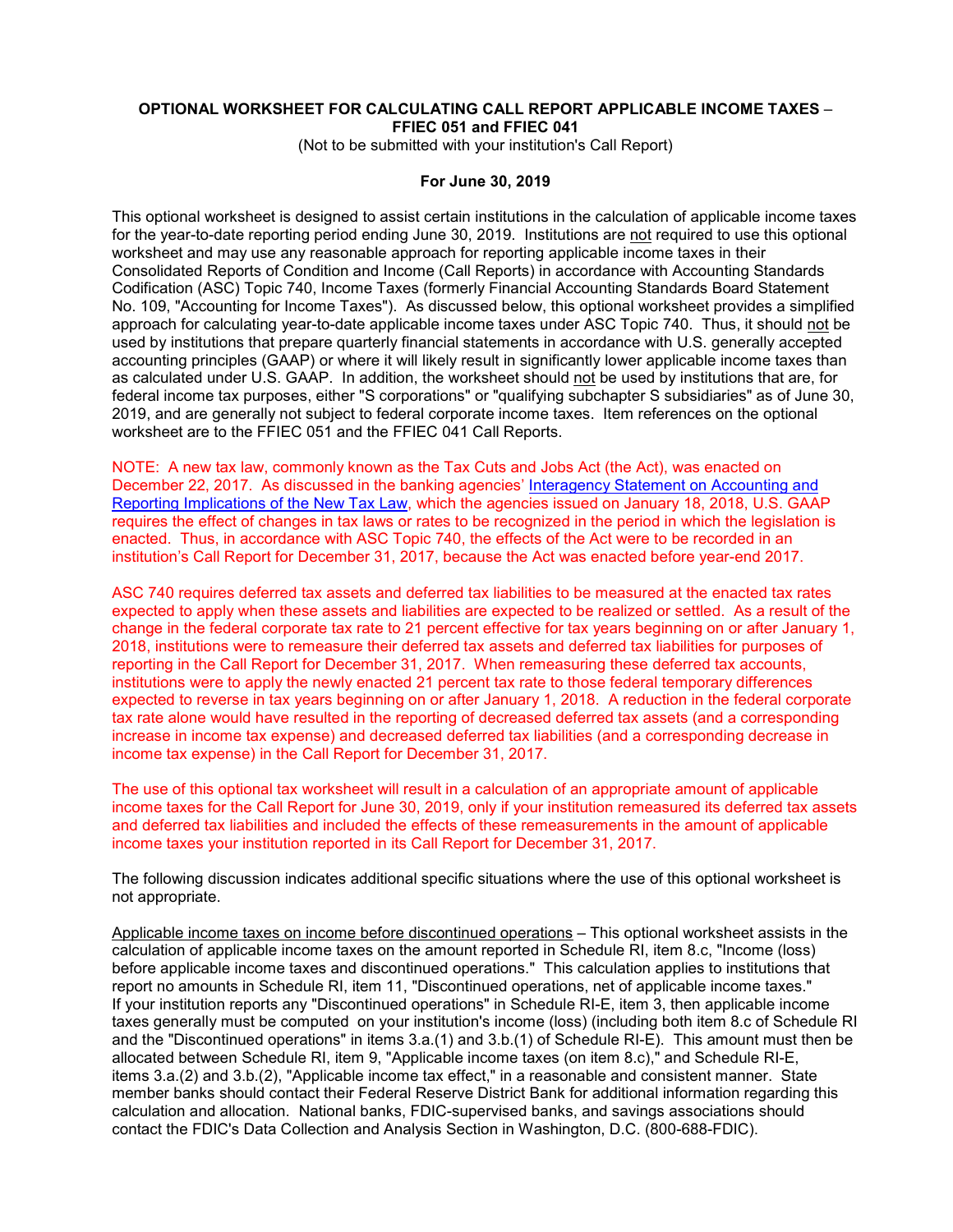**OPTIONAL WORKSHEET FOR CALCULATING CALL REPORT APPLICABLE INCOME TAXES – FFIEC 051 and FFIEC 041**

(Not to be submitted with your institution's Call Report)

**For June 30, 2019**

This optional worksheet is designed to assist certain institutions in the calculation of applicable income taxes for the year-to-date reporting period ending June 30, 2019. Institutions are not required to use this optional worksheet and may use any reasonable approach for reporting applicable income taxes in their Consolidated Reports of Condition and Income (Call Reports) in accordance with Accounting Standards Codification (ASC) Topic 740, Income Taxes (formerly Financial Accounting Standards Board Statement No. 109, "Accounting for Income Taxes"). As discussed below, this optional worksheet provides a simplified approach for calculating year-to-date applicable income taxes under ASC Topic 740. Thus, it should not be used by institutions that prepare quarterly financial statements in accordance with U.S. generally accepted accounting principles (GAAP) or where it will likely result in significantly lower applicable income taxes than as calculated under U.S. GAAP. In addition, the worksheet should not be used by institutions that are, for federal income tax purposes, either "S corporations" or "qualifying subchapter S subsidiaries" as of June 30, 2019, and are generally not subject to federal corporate income taxes. Item references on the optional worksheet are to the FFIEC 051 and the FFIEC 041 Call Reports.

NOTE: A new tax law, commonly known as the Tax Cuts and Jobs Act (the Act), was enacted on December 22, 2017. As discussed in the banking agencies' Interagency Statement on Accounting and Reporting Implications of the New Tax Law, which the agencies issued on January 18, 2018, U.S. GAAP requires the effect of changes in tax laws or rates to be recognized in the period in which the legislation is enacted. Thus, in accordance with ASC Topic 740, the effects of the Act were to be recorded in an institution's Call Report for December 31, 2017, because the Act was enacted before year-end 2017.

ASC 740 requires deferred tax assets and deferred tax liabilities to be measured at the enacted tax rates expected to apply when these assets and liabilities are expected to be realized or settled. As a result of the change in the federal corporate tax rate to 21 percent effective for tax years beginning on or after January 1, 2018, institutions were to remeasure their deferred tax assets and deferred tax liabilities for purposes of reporting in the Call Report for December 31, 2017. When remeasuring these deferred tax accounts, institutions were to apply the newly enacted 21 percent tax rate to those federal temporary differences expected to reverse in tax years beginning on or after January 1, 2018. A reduction in the federal corporate tax rate alone would have resulted in the reporting of decreased deferred tax assets (and a corresponding increase in income tax expense) and decreased deferred tax liabilities (and a corresponding decrease in income tax expense) in the Call Report for December 31, 2017.

The use of this optional tax worksheet will result in a calculation of an appropriate amount of applicable income taxes for the Call Report for June 30, 2019, only if your institution remeasured its deferred tax assets and deferred tax liabilities and included the effects of these remeasurements in the amount of applicable income taxes your institution reported in its Call Report for December 31, 2017.

The following discussion indicates additional specific situations where the use of this optional worksheet is not appropriate.

Applicable income taxes on income before discontinued operations – This optional worksheet assists in the calculation of applicable income taxes on the amount reported in Schedule RI, item 8.c, "Income (loss) before applicable income taxes and discontinued operations." This calculation applies to institutions that report no amounts in Schedule RI, item 11, "Discontinued operations, net of applicable income taxes." If your institution reports any "Discontinued operations" in Schedule RI-E, item 3, then applicable income taxes generally must be computed on your institution's income (loss) (including both item 8.c of Schedule RI and the "Discontinued operations" in items 3.a.(1) and 3.b.(1) of Schedule RI-E). This amount must then be allocated between Schedule RI, item 9, "Applicable income taxes (on item 8.c)," and Schedule RI-E, items 3.a.(2) and 3.b.(2), "Applicable income tax effect," in a reasonable and consistent manner. State member banks should contact their Federal Reserve District Bank for additional information regarding this calculation and allocation. National banks, FDIC-supervised banks, and savings associations should contact the FDIC's Data Collection and Analysis Section in Washington, D.C. (800-688-FDIC).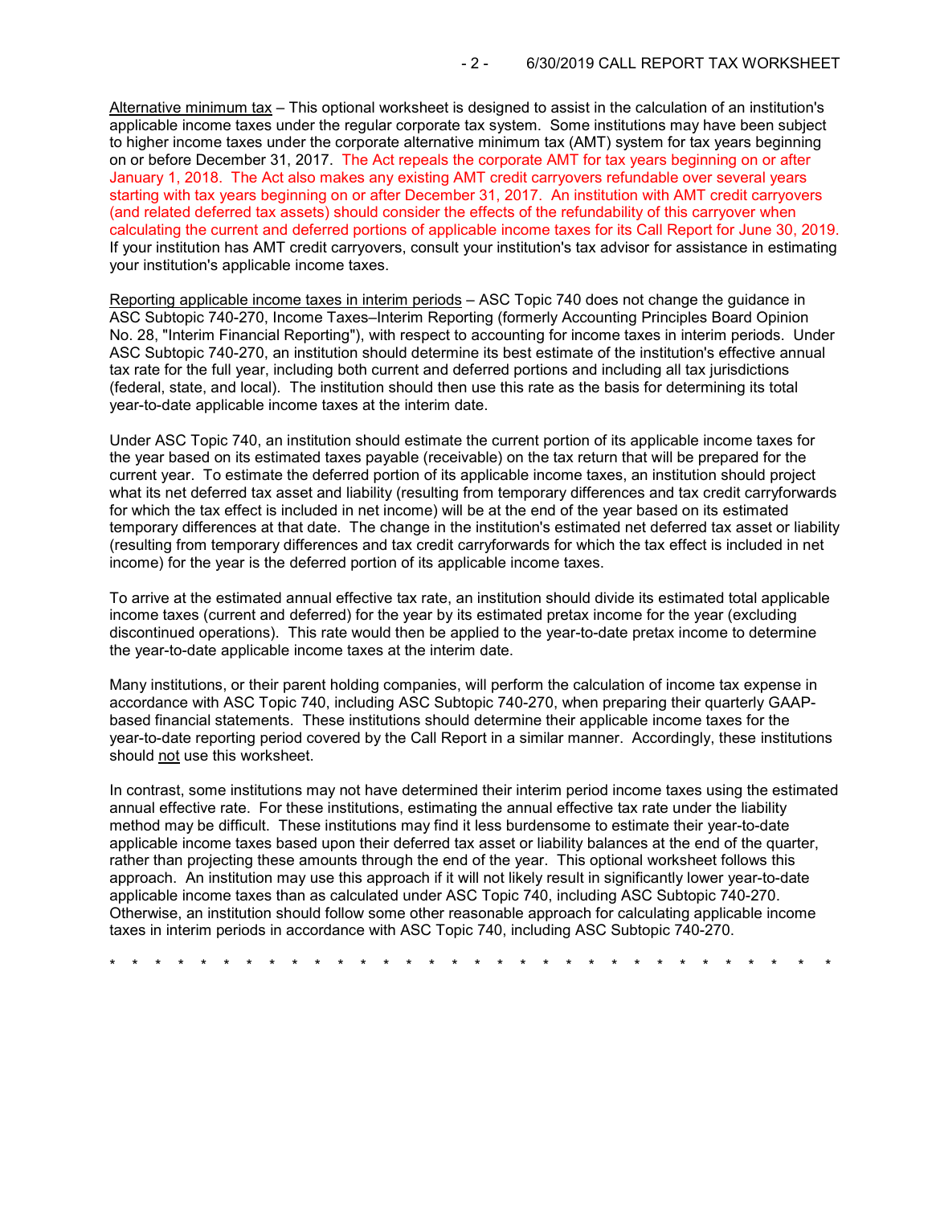<u>Alternative minimum tax</u> – This optional worksheet is designed to assist in the calculation of an institution's applicable income taxes under the regular corporate tax system. Some institutions may have been subject to higher income taxes under the corporate alternative minimum tax (AMT) system for tax years beginning on or before December 31, 2017. The Act repeals the corporate AMT for tax years beginning on or after January 1, 2018. The Act also makes any existing AMT credit carryovers refundable over several years starting with tax years beginning on or after December 31, 2017. An institution with AMT credit carryovers (and related deferred tax assets) should consider the effects of the refundability of this carryover when calculating the current and deferred portions of applicable income taxes for its Call Report for June 30, 2019. If your institution has AMT credit carryovers, consult your institution's tax advisor for assistance in estimating your institution's applicable income taxes.

<u>Reporting applicable income taxes in interim periods</u> – ASC Topic 740 does not change the guidance in ASC Subtopic 740-270, Income Taxes–Interim Reporting (formerly Accounting Principles Board Opinion No. 28, "Interim Financial Reporting"), with respect to accounting for income taxes in interim periods. Under ASC Subtopic 740-270, an institution should determine its best estimate of the institution's effective annual tax rate for the full year, including both current and deferred portions and including all tax jurisdictions (federal, state, and local). The institution should then use this rate as the basis for determining its total year-to-date applicable income taxes at the interim date.

Under ASC Topic 740, an institution should estimate the current portion of its applicable income taxes for the year based on its estimated taxes payable (receivable) on the tax return that will be prepared for the current year. To estimate the deferred portion of its applicable income taxes, an institution should project what its net deferred tax asset and liability (resulting from temporary differences and tax credit carryforwards for which the tax effect is included in net income) will be at the end of the year based on its estimated temporary differences at that date. The change in the institution's estimated net deferred tax asset or liability (resulting from temporary differences and tax credit carryforwards for which the tax effect is included in net income) for the year is the deferred portion of its applicable income taxes.

To arrive at the estimated annual effective tax rate, an institution should divide its estimated total applicable income taxes (current and deferred) for the year by its estimated pretax income for the year (excluding discontinued operations). This rate would then be applied to the year-to-date pretax income to determine the year-to-date applicable income taxes at the interim date.

Many institutions, or their parent holding companies, will perform the calculation of income tax expense in accordance with ASC Topic 740, including ASC Subtopic 740-270, when preparing their quarterly GAAP-based financial statements. These institutions should determine their applicable income taxes for the year-to-date reporting period covered by the Call Report in a similar manner. Accordingly, these institutions should <u>not</u> use this worksheet.

In contrast, some institutions may not have determined their interim period income taxes using the estimated annual effective rate. For these institutions, estimating the annual effective tax rate under the liability method may be difficult. These institutions may find it less burdensome to estimate their year-to-date applicable income taxes based upon their deferred tax asset or liability balances at the end of the quarter, rather than projecting these amounts through the end of the year. This optional worksheet follows this approach. An institution may use this approach if it will not likely result in significantly lower year-to-date applicable income taxes than as calculated under ASC Topic 740, including ASC Subtopic 740-270. Otherwise, an institution should follow some other reasonable approach for calculating applicable income taxes in interim periods in accordance with ASC Topic 740, including ASC Subtopic 740-270.

\* \* \* \* \* \* \* \* \* \* \* \* \* \* \* \* \* \* \* \* \* \* \* \* \* \* \* \* \* \* \* \* \* \* \*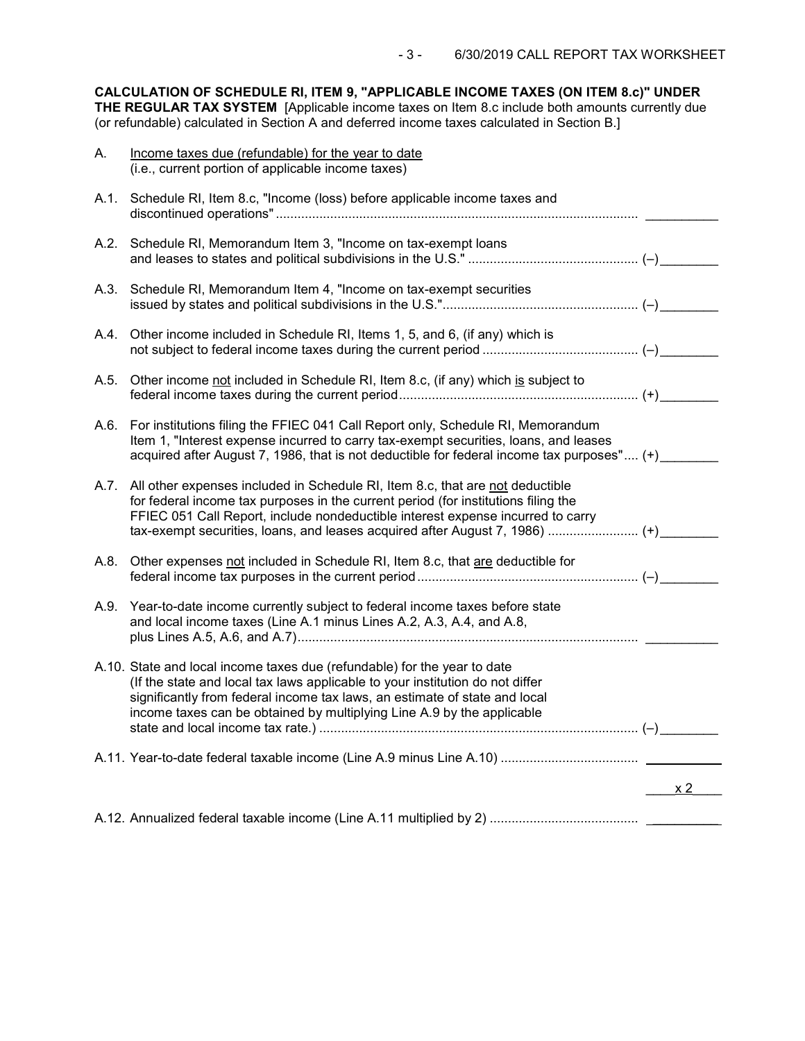**CALCULATION OF SCHEDULE RI, ITEM 9, "APPLICABLE INCOME TAXES (ON ITEM 8.c)" UNDER THE REGULAR TAX SYSTEM** [Applicable income taxes on Item 8.c include both amounts currently due (or refundable) calculated in Section A and deferred income taxes calculated in Section B.]

A. Income taxes due (refundable) for the year to date (i.e., current portion of applicable income taxes)

A.1. Schedule RI, Item 8.c, "Income (loss) before applicable income taxes and discontinued operations" .......... __________

A.2. Schedule RI, Memorandum Item 3, "Income on tax-exempt loans and leases to states and political subdivisions in the U.S." .......... (–)________

A.3. Schedule RI, Memorandum Item 4, "Income on tax-exempt securities issued by states and political subdivisions in the U.S.".......... (–)________

A.4. Other income included in Schedule RI, Items 1, 5, and 6, (if any) which is not subject to federal income taxes during the current period .......... (–)________

A.5. Other income not included in Schedule RI, Item 8.c, (if any) which is subject to federal income taxes during the current period.......... (+)________

A.6. For institutions filing the FFIEC 041 Call Report only, Schedule RI, Memorandum Item 1, "Interest expense incurred to carry tax-exempt securities, loans, and leases acquired after August 7, 1986, that is not deductible for federal income tax purposes".... (+)________

A.7. All other expenses included in Schedule RI, Item 8.c, that are not deductible for federal income tax purposes in the current period (for institutions filing the FFIEC 051 Call Report, include nondeductible interest expense incurred to carry tax-exempt securities, loans, and leases acquired after August 7, 1986) .......... (+)________

A.8. Other expenses not included in Schedule RI, Item 8.c, that are deductible for federal income tax purposes in the current period.......... (–)________

A.9. Year-to-date income currently subject to federal income taxes before state and local income taxes (Line A.1 minus Lines A.2, A.3, A.4, and A.8, plus Lines A.5, A.6, and A.7).......... __________

A.10. State and local income taxes due (refundable) for the year to date (If the state and local tax laws applicable to your institution do not differ significantly from federal income tax laws, an estimate of state and local income taxes can be obtained by multiplying Line A.9 by the applicable state and local income tax rate.) .......... (–)________

A.11. Year-to-date federal taxable income (Line A.9 minus Line A.10) .......... __________

x 2

A.12. Annualized federal taxable income (Line A.11 multiplied by 2) .......... __________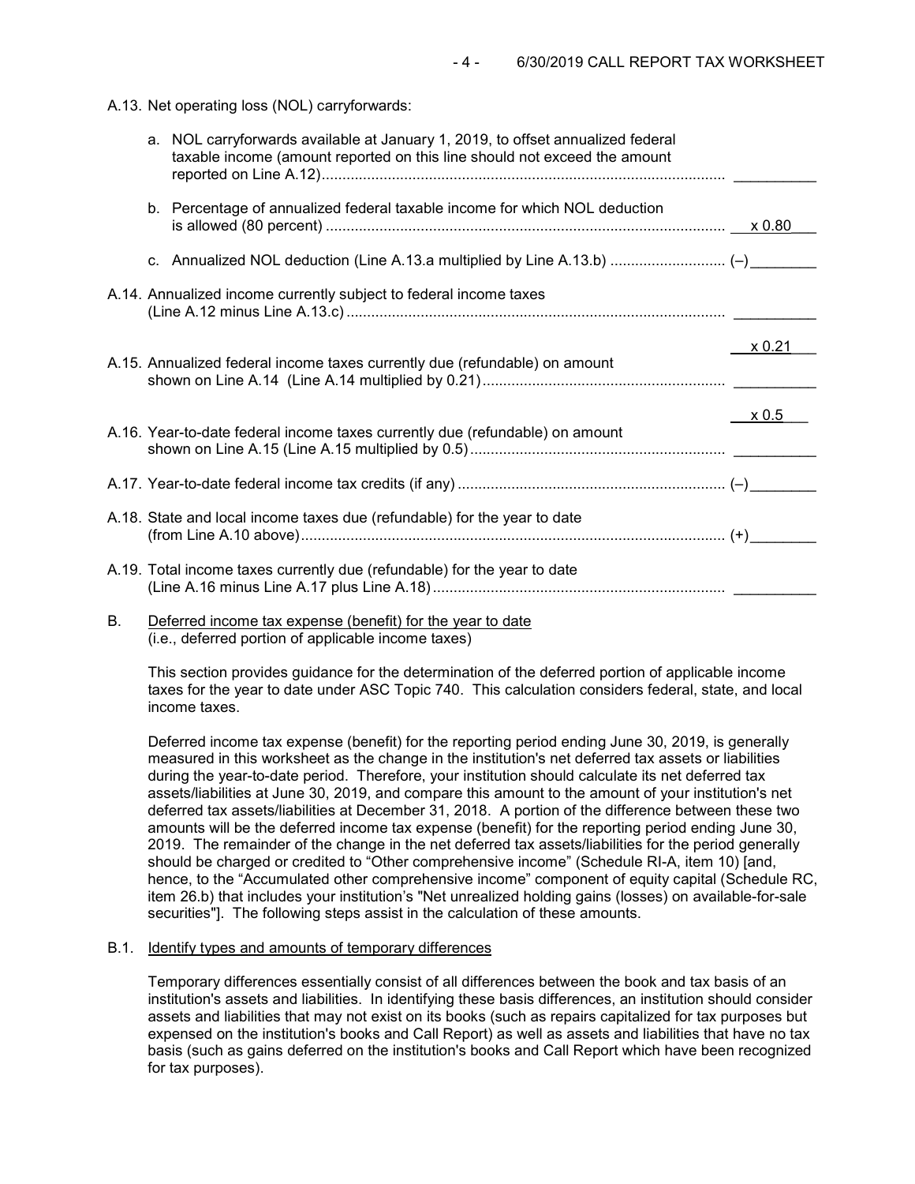A.13. Net operating loss (NOL) carryforwards:

a. NOL carryforwards available at January 1, 2019, to offset annualized federal taxable income (amount reported on this line should not exceed the amount reported on Line A.12) .......... __________

b. Percentage of annualized federal taxable income for which NOL deduction is allowed (80 percent) .......... x 0.80

c. Annualized NOL deduction (Line A.13.a multiplied by Line A.13.b) .......... (–)________

A.14. Annualized income currently subject to federal income taxes (Line A.12 minus Line A.13.c) .......... __________

x 0.21

A.15. Annualized federal income taxes currently due (refundable) on amount shown on Line A.14 (Line A.14 multiplied by 0.21) .......... __________

x 0.5

A.16. Year-to-date federal income taxes currently due (refundable) on amount shown on Line A.15 (Line A.15 multiplied by 0.5) .......... __________

A.17. Year-to-date federal income tax credits (if any) .......... (–)________

A.18. State and local income taxes due (refundable) for the year to date (from Line A.10 above) .......... (+)________

A.19. Total income taxes currently due (refundable) for the year to date (Line A.16 minus Line A.17 plus Line A.18) .......... __________

B. Deferred income tax expense (benefit) for the year to date (i.e., deferred portion of applicable income taxes)

This section provides guidance for the determination of the deferred portion of applicable income taxes for the year to date under ASC Topic 740. This calculation considers federal, state, and local income taxes.

Deferred income tax expense (benefit) for the reporting period ending June 30, 2019, is generally measured in this worksheet as the change in the institution's net deferred tax assets or liabilities during the year-to-date period. Therefore, your institution should calculate its net deferred tax assets/liabilities at June 30, 2019, and compare this amount to the amount of your institution's net deferred tax assets/liabilities at December 31, 2018. A portion of the difference between these two amounts will be the deferred income tax expense (benefit) for the reporting period ending June 30, 2019. The remainder of the change in the net deferred tax assets/liabilities for the period generally should be charged or credited to "Other comprehensive income" (Schedule RI-A, item 10) [and, hence, to the "Accumulated other comprehensive income" component of equity capital (Schedule RC, item 26.b) that includes your institution's "Net unrealized holding gains (losses) on available-for-sale securities"]. The following steps assist in the calculation of these amounts.

B.1. Identify types and amounts of temporary differences

Temporary differences essentially consist of all differences between the book and tax basis of an institution's assets and liabilities. In identifying these basis differences, an institution should consider assets and liabilities that may not exist on its books (such as repairs capitalized for tax purposes but expensed on the institution's books and Call Report) as well as assets and liabilities that have no tax basis (such as gains deferred on the institution's books and Call Report which have been recognized for tax purposes).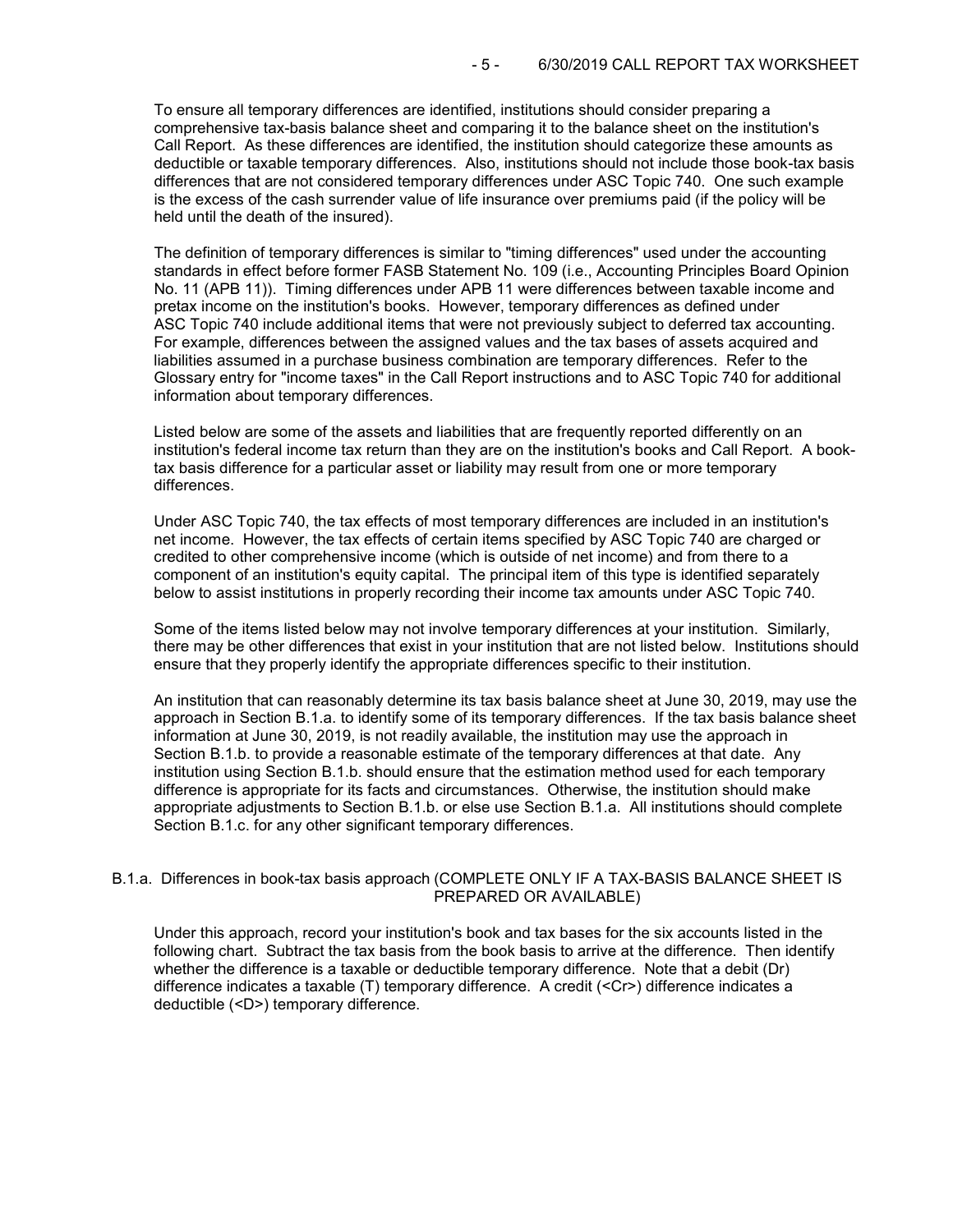To ensure all temporary differences are identified, institutions should consider preparing a comprehensive tax-basis balance sheet and comparing it to the balance sheet on the institution's Call Report. As these differences are identified, the institution should categorize these amounts as deductible or taxable temporary differences. Also, institutions should not include those book-tax basis differences that are not considered temporary differences under ASC Topic 740. One such example is the excess of the cash surrender value of life insurance over premiums paid (if the policy will be held until the death of the insured).

The definition of temporary differences is similar to "timing differences" used under the accounting standards in effect before former FASB Statement No. 109 (i.e., Accounting Principles Board Opinion No. 11 (APB 11)). Timing differences under APB 11 were differences between taxable income and pretax income on the institution's books. However, temporary differences as defined under ASC Topic 740 include additional items that were not previously subject to deferred tax accounting. For example, differences between the assigned values and the tax bases of assets acquired and liabilities assumed in a purchase business combination are temporary differences. Refer to the Glossary entry for "income taxes" in the Call Report instructions and to ASC Topic 740 for additional information about temporary differences.

Listed below are some of the assets and liabilities that are frequently reported differently on an institution's federal income tax return than they are on the institution's books and Call Report. A book-tax basis difference for a particular asset or liability may result from one or more temporary differences.

Under ASC Topic 740, the tax effects of most temporary differences are included in an institution's net income. However, the tax effects of certain items specified by ASC Topic 740 are charged or credited to other comprehensive income (which is outside of net income) and from there to a component of an institution's equity capital. The principal item of this type is identified separately below to assist institutions in properly recording their income tax amounts under ASC Topic 740.

Some of the items listed below may not involve temporary differences at your institution. Similarly, there may be other differences that exist in your institution that are not listed below. Institutions should ensure that they properly identify the appropriate differences specific to their institution.

An institution that can reasonably determine its tax basis balance sheet at June 30, 2019, may use the approach in Section B.1.a. to identify some of its temporary differences. If the tax basis balance sheet information at June 30, 2019, is not readily available, the institution may use the approach in Section B.1.b. to provide a reasonable estimate of the temporary differences at that date. Any institution using Section B.1.b. should ensure that the estimation method used for each temporary difference is appropriate for its facts and circumstances. Otherwise, the institution should make appropriate adjustments to Section B.1.b. or else use Section B.1.a. All institutions should complete Section B.1.c. for any other significant temporary differences.

### B.1.a. Differences in book-tax basis approach (COMPLETE ONLY IF A TAX-BASIS BALANCE SHEET IS PREPARED OR AVAILABLE)

Under this approach, record your institution's book and tax bases for the six accounts listed in the following chart. Subtract the tax basis from the book basis to arrive at the difference. Then identify whether the difference is a taxable or deductible temporary difference. Note that a debit (Dr) difference indicates a taxable (T) temporary difference. A credit (<Cr>) difference indicates a deductible (<D>) temporary difference.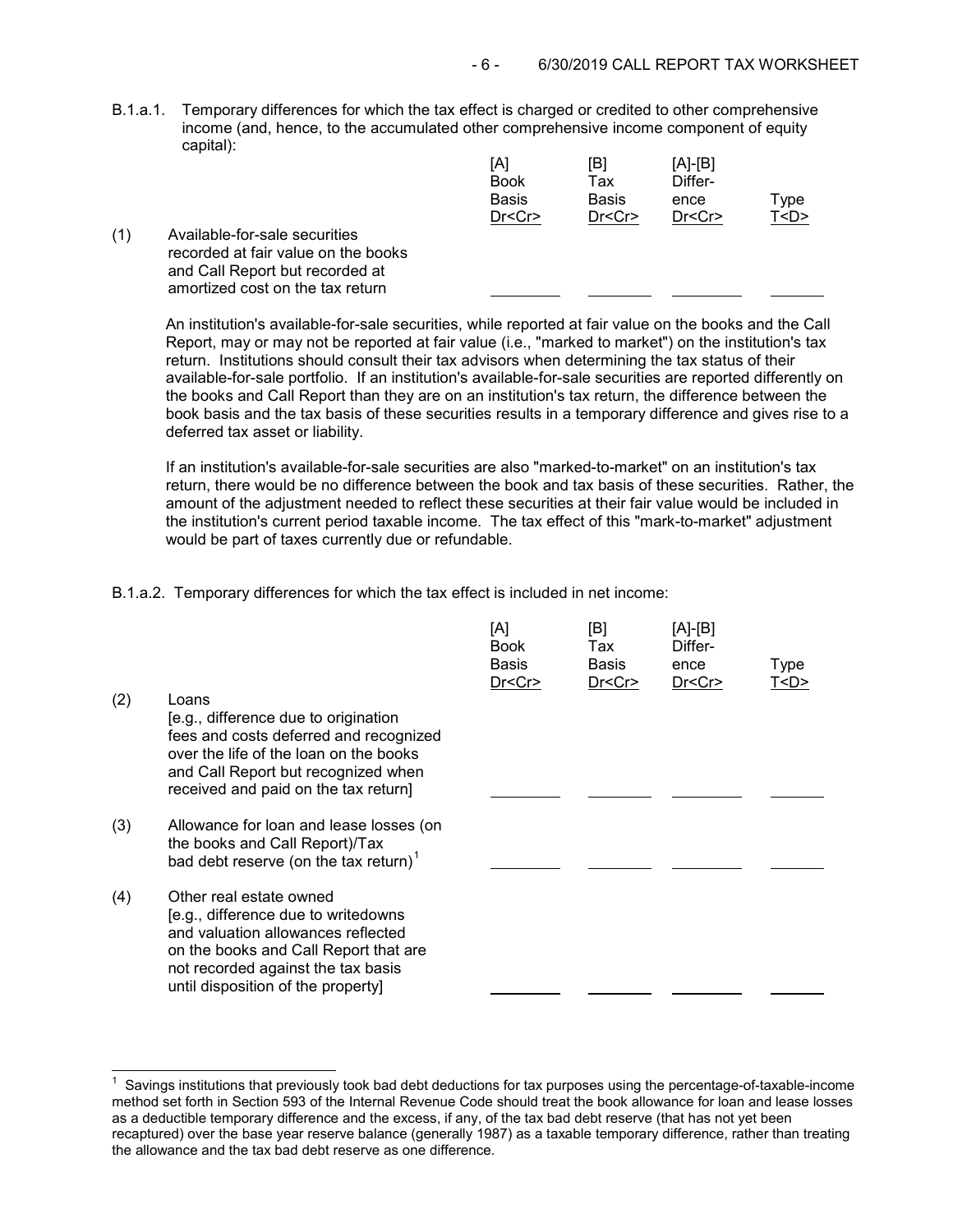B.1.a.1. Temporary differences for which the tax effect is charged or credited to other comprehensive income (and, hence, to the accumulated other comprehensive income component of equity capital):

| | | [A] Book Basis Dr<Cr> | [B] Tax Basis Dr<Cr> | [A]-[B] Difference Dr<Cr> | Type T<D> |
|---|---|---|---|---|---|
| (1) | Available-for-sale securities recorded at fair value on the books and Call Report but recorded at amortized cost on the tax return | | | | |

An institution's available-for-sale securities, while reported at fair value on the books and the Call Report, may or may not be reported at fair value (i.e., "marked to market") on the institution's tax return. Institutions should consult their tax advisors when determining the tax status of their available-for-sale portfolio. If an institution's available-for-sale securities are reported differently on the books and Call Report than they are on an institution's tax return, the difference between the book basis and the tax basis of these securities results in a temporary difference and gives rise to a deferred tax asset or liability.

If an institution's available-for-sale securities are also "marked-to-market" on an institution's tax return, there would be no difference between the book and tax basis of these securities. Rather, the amount of the adjustment needed to reflect these securities at their fair value would be included in the institution's current period taxable income. The tax effect of this "mark-to-market" adjustment would be part of taxes currently due or refundable.

B.1.a.2. Temporary differences for which the tax effect is included in net income:

| | | [A] Book Basis Dr<Cr> | [B] Tax Basis Dr<Cr> | [A]-[B] Difference Dr<Cr> | Type T<D> |
|---|---|---|---|---|---|
| (2) | Loans [e.g., difference due to origination fees and costs deferred and recognized over the life of the loan on the books and Call Report but recognized when received and paid on the tax return] | | | | |
| (3) | Allowance for loan and lease losses (on the books and Call Report)/Tax bad debt reserve (on the tax return)[1] | | | | |
| (4) | Other real estate owned [e.g., difference due to writedowns and valuation allowances reflected on the books and Call Report that are not recorded against the tax basis until disposition of the property] | | | | |

[1] Savings institutions that previously took bad debt deductions for tax purposes using the percentage-of-taxable-income method set forth in Section 593 of the Internal Revenue Code should treat the book allowance for loan and lease losses as a deductible temporary difference and the excess, if any, of the tax bad debt reserve (that has not yet been recaptured) over the base year reserve balance (generally 1987) as a taxable temporary difference, rather than treating the allowance and the tax bad debt reserve as one difference.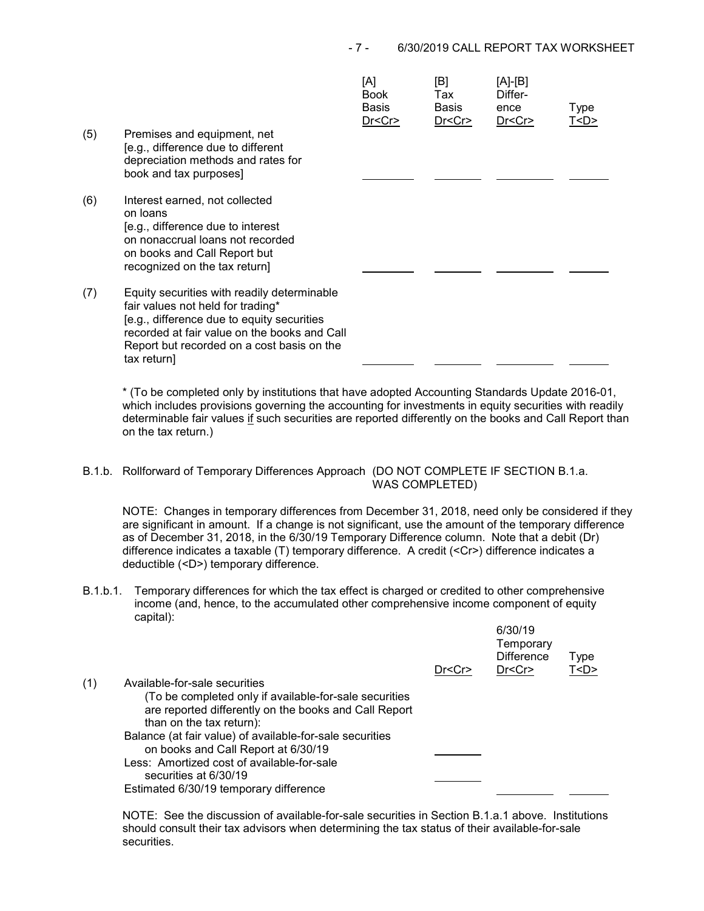| | | [A] Book Basis Dr<Cr> | [B] Tax Basis Dr<Cr> | [A]-[B] Difference Dr<Cr> | Type T<D> |
|---|---|---|---|---|---|
| (5) | Premises and equipment, net [e.g., difference due to different depreciation methods and rates for book and tax purposes] | ________ | ________ | ________ | ______ |
| (6) | Interest earned, not collected on loans [e.g., difference due to interest on nonaccrual loans not recorded on books and Call Report but recognized on the tax return] | ________ | ________ | ________ | ______ |
| (7) | Equity securities with readily determinable fair values not held for trading* [e.g., difference due to equity securities recorded at fair value on the books and Call Report but recorded on a cost basis on the tax return] | ________ | ________ | ________ | ______ |

* (To be completed only by institutions that have adopted Accounting Standards Update 2016-01, which includes provisions governing the accounting for investments in equity securities with readily determinable fair values if such securities are reported differently on the books and Call Report than on the tax return.)

B.1.b. Rollforward of Temporary Differences Approach (DO NOT COMPLETE IF SECTION B.1.a. WAS COMPLETED)

NOTE: Changes in temporary differences from December 31, 2018, need only be considered if they are significant in amount. If a change is not significant, use the amount of the temporary difference as of December 31, 2018, in the 6/30/19 Temporary Difference column. Note that a debit (Dr) difference indicates a taxable (T) temporary difference. A credit (<Cr>) difference indicates a deductible (<D>) temporary difference.

B.1.b.1. Temporary differences for which the tax effect is charged or credited to other comprehensive income (and, hence, to the accumulated other comprehensive income component of equity capital):

| | | Dr<Cr> | 6/30/19 Temporary Difference Dr<Cr> | Type T<D> |
|---|---|---|---|---|
| (1) | Available-for-sale securities (To be completed only if available-for-sale securities are reported differently on the books and Call Report than on the tax return): | | | |
| | Balance (at fair value) of available-for-sale securities on books and Call Report at 6/30/19 | ________ | | |
| | Less: Amortized cost of available-for-sale securities at 6/30/19 | ________ | | |
| | Estimated 6/30/19 temporary difference | | ________ | ______ |

NOTE: See the discussion of available-for-sale securities in Section B.1.a.1 above. Institutions should consult their tax advisors when determining the tax status of their available-for-sale securities.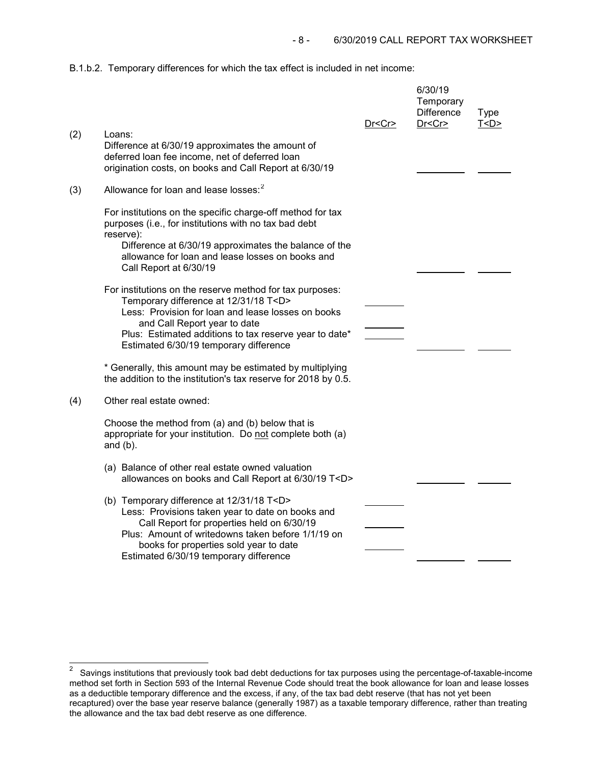B.1.b.2. Temporary differences for which the tax effect is included in net income:

| | | Dr<Cr> | 6/30/19 Temporary Difference Dr<Cr> | Type T<D> |
|---|---|---|---|---|
| (2) | Loans: | | | |
| | Difference at 6/30/19 approximates the amount of deferred loan fee income, net of deferred loan origination costs, on books and Call Report at 6/30/19 | | ________ | ______ |
| (3) | Allowance for loan and lease losses:[2] | | | |
| | For institutions on the specific charge-off method for tax purposes (i.e., for institutions with no tax bad debt reserve): | | | |
| | Difference at 6/30/19 approximates the balance of the allowance for loan and lease losses on books and Call Report at 6/30/19 | | ________ | ______ |
| | For institutions on the reserve method for tax purposes: | | | |
| | Temporary difference at 12/31/18 T<D> | ______ | | |
| | Less: Provision for loan and lease losses on books and Call Report year to date | ______ | | |
| | Plus: Estimated additions to tax reserve year to date* | ______ | | |
| | Estimated 6/30/19 temporary difference | | ________ | ______ |
| | * Generally, this amount may be estimated by multiplying the addition to the institution's tax reserve for 2018 by 0.5. | | | |
| (4) | Other real estate owned: | | | |
| | Choose the method from (a) and (b) below that is appropriate for your institution. Do not complete both (a) and (b). | | | |
| | (a) Balance of other real estate owned valuation allowances on books and Call Report at 6/30/19 T<D> | | ________ | ______ |
| | (b) Temporary difference at 12/31/18 T<D> | ______ | | |
| | Less: Provisions taken year to date on books and Call Report for properties held on 6/30/19 | ______ | | |
| | Plus: Amount of writedowns taken before 1/1/19 on books for properties sold year to date | ______ | | |
| | Estimated 6/30/19 temporary difference | | ________ | ______ |

[2] Savings institutions that previously took bad debt deductions for tax purposes using the percentage-of-taxable-income method set forth in Section 593 of the Internal Revenue Code should treat the book allowance for loan and lease losses as a deductible temporary difference and the excess, if any, of the tax bad debt reserve (that has not yet been recaptured) over the base year reserve balance (generally 1987) as a taxable temporary difference, rather than treating the allowance and the tax bad debt reserve as one difference.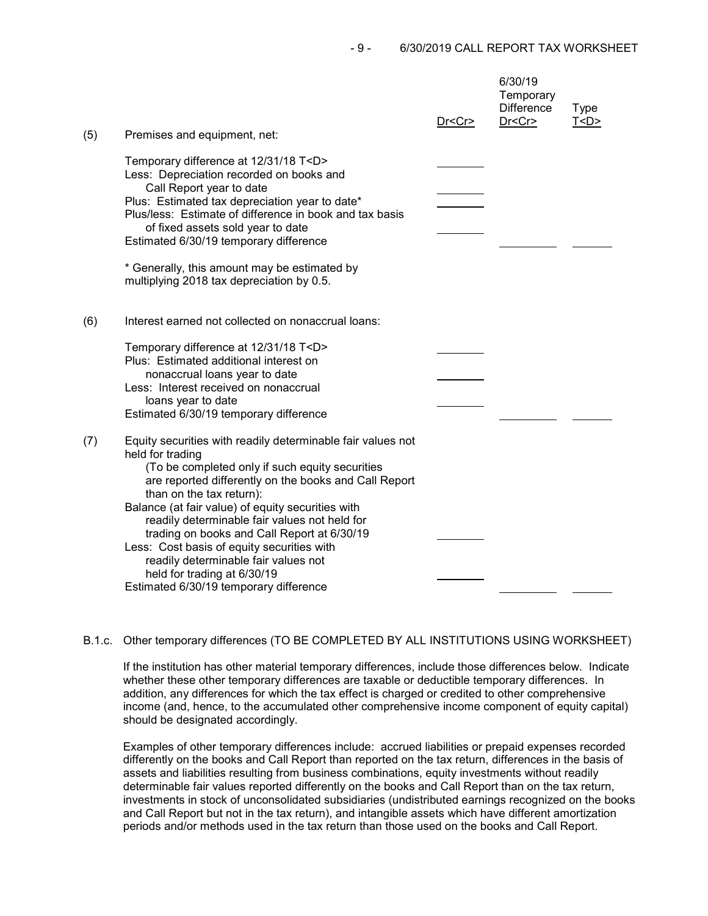| | | Dr<Cr> | 6/30/19 Temporary Difference Dr<Cr> | Type T<D> |
|---|---|---|---|---|
| (5) | Premises and equipment, net: | | | |
| | Temporary difference at 12/31/18 T<D> | ________ | | |
| | Less: Depreciation recorded on books and Call Report year to date | ________ | | |
| | Plus: Estimated tax depreciation year to date* | ________ | | |
| | Plus/less: Estimate of difference in book and tax basis of fixed assets sold year to date | ________ | | |
| | Estimated 6/30/19 temporary difference | | ________ | ________ |
| | * Generally, this amount may be estimated by multiplying 2018 tax depreciation by 0.5. | | | |
| (6) | Interest earned not collected on nonaccrual loans: | | | |
| | Temporary difference at 12/31/18 T<D> | ________ | | |
| | Plus: Estimated additional interest on nonaccrual loans year to date | ________ | | |
| | Less: Interest received on nonaccrual loans year to date | ________ | | |
| | Estimated 6/30/19 temporary difference | | ________ | ________ |
| (7) | Equity securities with readily determinable fair values not held for trading (To be completed only if such equity securities are reported differently on the books and Call Report than on the tax return): | | | |
| | Balance (at fair value) of equity securities with readily determinable fair values not held for trading on books and Call Report at 6/30/19 | ________ | | |
| | Less: Cost basis of equity securities with readily determinable fair values not held for trading at 6/30/19 | ________ | | |
| | Estimated 6/30/19 temporary difference | | ________ | ________ |

B.1.c. Other temporary differences (TO BE COMPLETED BY ALL INSTITUTIONS USING WORKSHEET)

If the institution has other material temporary differences, include those differences below. Indicate whether these other temporary differences are taxable or deductible temporary differences. In addition, any differences for which the tax effect is charged or credited to other comprehensive income (and, hence, to the accumulated other comprehensive income component of equity capital) should be designated accordingly.

Examples of other temporary differences include: accrued liabilities or prepaid expenses recorded differently on the books and Call Report than reported on the tax return, differences in the basis of assets and liabilities resulting from business combinations, equity investments without readily determinable fair values reported differently on the books and Call Report than on the tax return, investments in stock of unconsolidated subsidiaries (undistributed earnings recognized on the books and Call Report but not in the tax return), and intangible assets which have different amortization periods and/or methods used in the tax return than those used on the books and Call Report.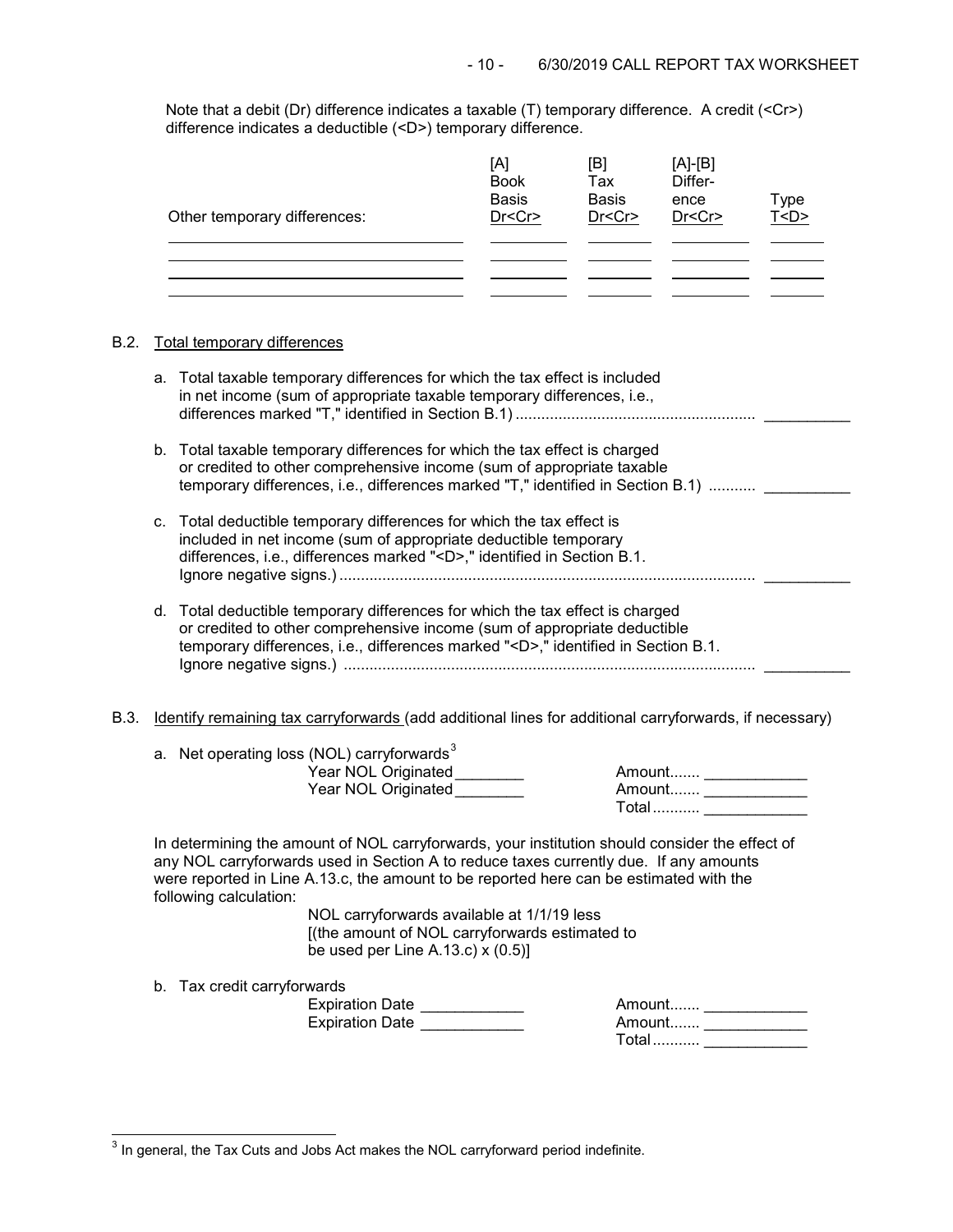Note that a debit (Dr) difference indicates a taxable (T) temporary difference. A credit (<Cr>) difference indicates a deductible (<D>) temporary difference.

| Other temporary differences: | [A] Book Basis Dr<Cr> | [B] Tax Basis Dr<Cr> | [A]-[B] Difference Dr<Cr> | Type T<D> |
|---|---|---|---|---|
| | | | | |
| | | | | |
| | | | | |
| | | | | |

B.2. Total temporary differences

a. Total taxable temporary differences for which the tax effect is included in net income (sum of appropriate taxable temporary differences, i.e., differences marked "T," identified in Section B.1) .......................................................... __________

b. Total taxable temporary differences for which the tax effect is charged or credited to other comprehensive income (sum of appropriate taxable temporary differences, i.e., differences marked "T," identified in Section B.1) ........... __________

c. Total deductible temporary differences for which the tax effect is included in net income (sum of appropriate deductible temporary differences, i.e., differences marked "<D>," identified in Section B.1. Ignore negative signs.) ................................................................................................ __________

d. Total deductible temporary differences for which the tax effect is charged or credited to other comprehensive income (sum of appropriate deductible temporary differences, i.e., differences marked "<D>," identified in Section B.1. Ignore negative signs.) ............................................................................................... __________

B.3. Identify remaining tax carryforwards (add additional lines for additional carryforwards, if necessary)

a. Net operating loss (NOL) carryforwards[3]

Year NOL Originated ________ Amount....... ____________
Year NOL Originated ________ Amount....... ____________
Total........... ____________

In determining the amount of NOL carryforwards, your institution should consider the effect of any NOL carryforwards used in Section A to reduce taxes currently due. If any amounts were reported in Line A.13.c, the amount to be reported here can be estimated with the following calculation:

NOL carryforwards available at 1/1/19 less
[(the amount of NOL carryforwards estimated to be used per Line A.13.c) x (0.5)]

b. Tax credit carryforwards

Expiration Date ____________ Amount....... ____________
Expiration Date ____________ Amount....... ____________
Total........... ____________

[3] In general, the Tax Cuts and Jobs Act makes the NOL carryforward period indefinite.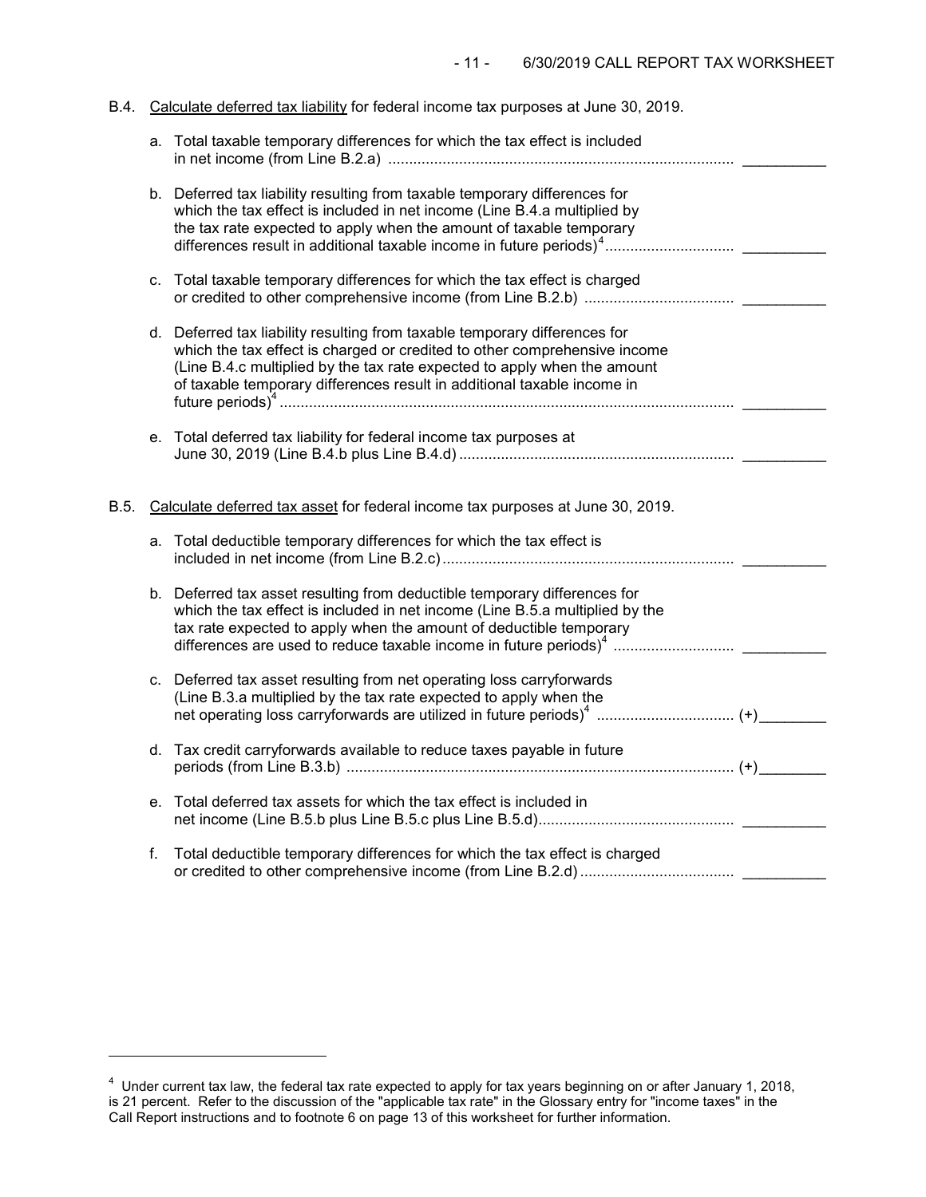B.4. Calculate deferred tax liability for federal income tax purposes at June 30, 2019.

a. Total taxable temporary differences for which the tax effect is included in net income (from Line B.2.a) .................................................................................. __________

b. Deferred tax liability resulting from taxable temporary differences for which the tax effect is included in net income (Line B.4.a multiplied by the tax rate expected to apply when the amount of taxable temporary differences result in additional taxable income in future periods)[4] .............................. __________

c. Total taxable temporary differences for which the tax effect is charged or credited to other comprehensive income (from Line B.2.b) .................................... __________

d. Deferred tax liability resulting from taxable temporary differences for which the tax effect is charged or credited to other comprehensive income (Line B.4.c multiplied by the tax rate expected to apply when the amount of taxable temporary differences result in additional taxable income in future periods)[4] ............................................................................................................ __________

e. Total deferred tax liability for federal income tax purposes at June 30, 2019 (Line B.4.b plus Line B.4.d) .................................................................. __________

B.5. Calculate deferred tax asset for federal income tax purposes at June 30, 2019.

a. Total deductible temporary differences for which the tax effect is included in net income (from Line B.2.c) ..................................................................... __________

b. Deferred tax asset resulting from deductible temporary differences for which the tax effect is included in net income (Line B.5.a multiplied by the tax rate expected to apply when the amount of deductible temporary differences are used to reduce taxable income in future periods)[4] ............................ __________

c. Deferred tax asset resulting from net operating loss carryforwards (Line B.3.a multiplied by the tax rate expected to apply when the net operating loss carryforwards are utilized in future periods)[4] ................................ (+)________

d. Tax credit carryforwards available to reduce taxes payable in future periods (from Line B.3.b) ............................................................................................ (+)________

e. Total deferred tax assets for which the tax effect is included in net income (Line B.5.b plus Line B.5.c plus Line B.5.d).............................................. __________

f. Total deductible temporary differences for which the tax effect is charged or credited to other comprehensive income (from Line B.2.d) .................................... __________

---

[4] Under current tax law, the federal tax rate expected to apply for tax years beginning on or after January 1, 2018, is 21 percent. Refer to the discussion of the "applicable tax rate" in the Glossary entry for "income taxes" in the Call Report instructions and to footnote 6 on page 13 of this worksheet for further information.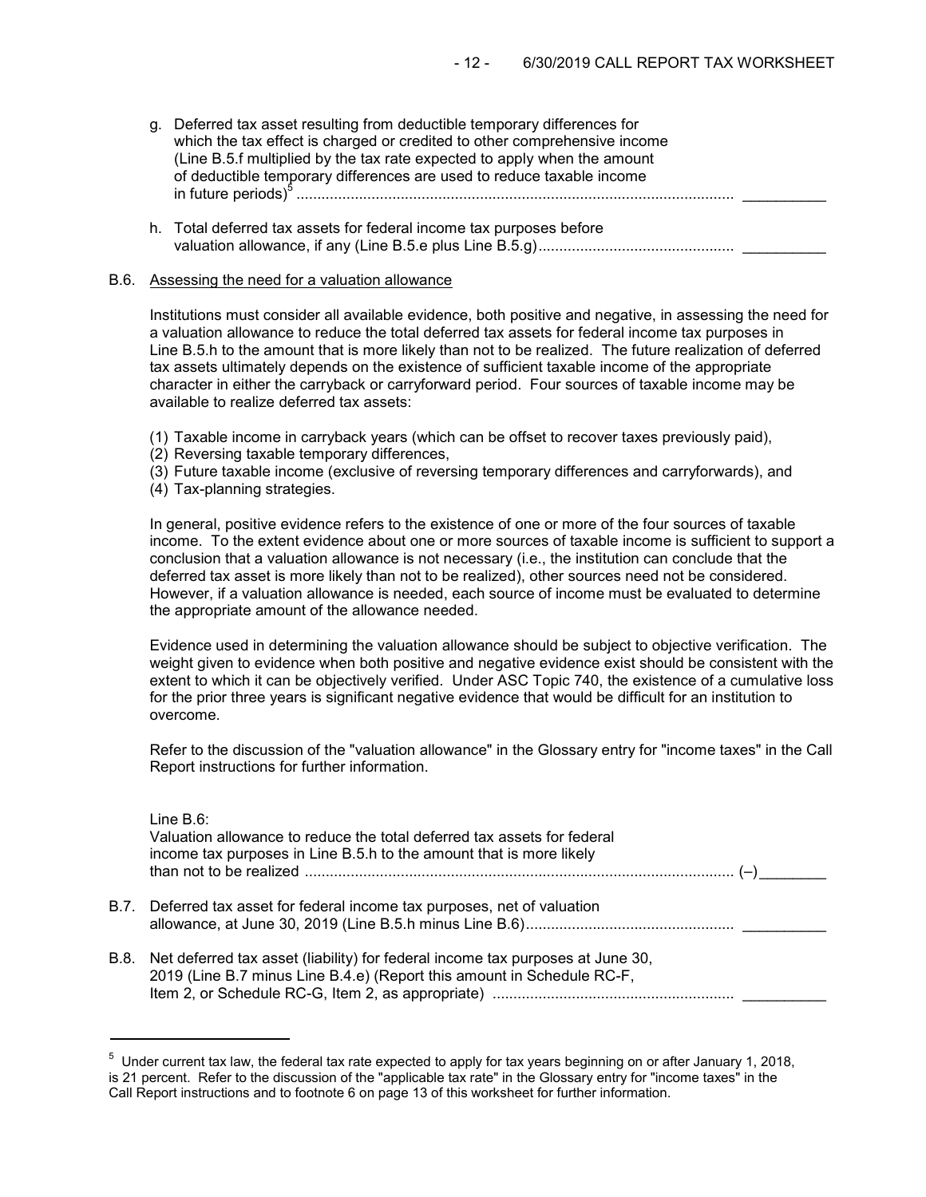g. Deferred tax asset resulting from deductible temporary differences for which the tax effect is charged or credited to other comprehensive income (Line B.5.f multiplied by the tax rate expected to apply when the amount of deductible temporary differences are used to reduce taxable income in future periods)[5] .......................................................................................................... __________

h. Total deferred tax assets for federal income tax purposes before valuation allowance, if any (Line B.5.e plus Line B.5.g)............................................... __________

B.6. Assessing the need for a valuation allowance

Institutions must consider all available evidence, both positive and negative, in assessing the need for a valuation allowance to reduce the total deferred tax assets for federal income tax purposes in Line B.5.h to the amount that is more likely than not to be realized. The future realization of deferred tax assets ultimately depends on the existence of sufficient taxable income of the appropriate character in either the carryback or carryforward period. Four sources of taxable income may be available to realize deferred tax assets:

(1) Taxable income in carryback years (which can be offset to recover taxes previously paid),
(2) Reversing taxable temporary differences,
(3) Future taxable income (exclusive of reversing temporary differences and carryforwards), and
(4) Tax-planning strategies.

In general, positive evidence refers to the existence of one or more of the four sources of taxable income. To the extent evidence about one or more sources of taxable income is sufficient to support a conclusion that a valuation allowance is not necessary (i.e., the institution can conclude that the deferred tax asset is more likely than not to be realized), other sources need not be considered. However, if a valuation allowance is needed, each source of income must be evaluated to determine the appropriate amount of the allowance needed.

Evidence used in determining the valuation allowance should be subject to objective verification. The weight given to evidence when both positive and negative evidence exist should be consistent with the extent to which it can be objectively verified. Under ASC Topic 740, the existence of a cumulative loss for the prior three years is significant negative evidence that would be difficult for an institution to overcome.

Refer to the discussion of the "valuation allowance" in the Glossary entry for "income taxes" in the Call Report instructions for further information.

Line B.6:
Valuation allowance to reduce the total deferred tax assets for federal income tax purposes in Line B.5.h to the amount that is more likely than not to be realized ....................................................................................................... (–)________

B.7. Deferred tax asset for federal income tax purposes, net of valuation allowance, at June 30, 2019 (Line B.5.h minus Line B.6).................................................. __________

B.8. Net deferred tax asset (liability) for federal income tax purposes at June 30, 2019 (Line B.7 minus Line B.4.e) (Report this amount in Schedule RC-F, Item 2, or Schedule RC-G, Item 2, as appropriate) .......................................................... __________

---

[5] Under current tax law, the federal tax rate expected to apply for tax years beginning on or after January 1, 2018, is 21 percent. Refer to the discussion of the "applicable tax rate" in the Glossary entry for "income taxes" in the Call Report instructions and to footnote 6 on page 13 of this worksheet for further information.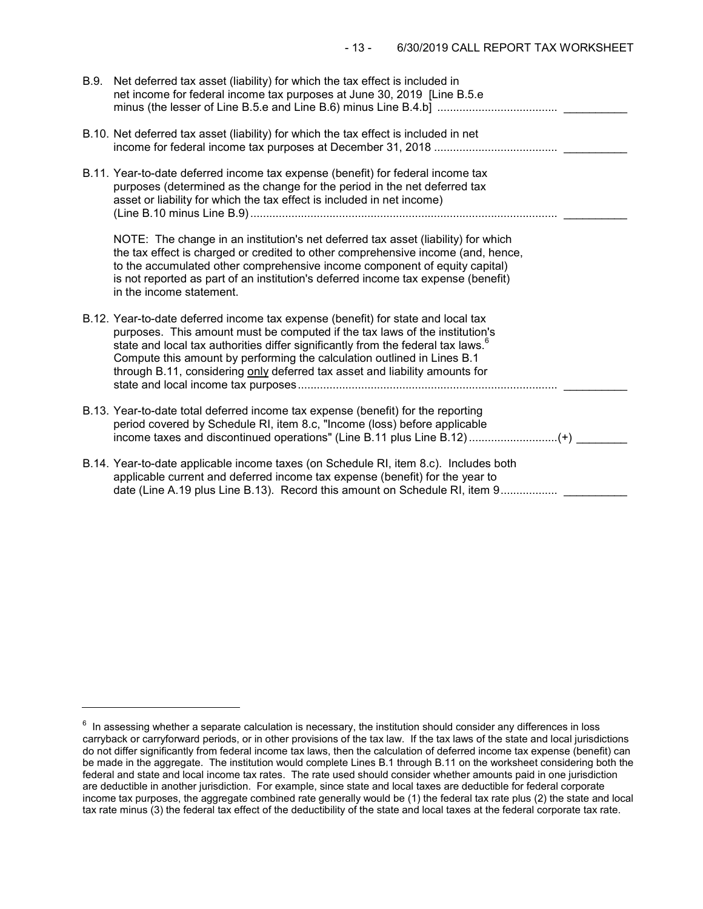B.9. Net deferred tax asset (liability) for which the tax effect is included in net income for federal income tax purposes at June 30, 2019 [Line B.5.e minus (the lesser of Line B.5.e and Line B.6) minus Line B.4.b] ...................................... __________

B.10. Net deferred tax asset (liability) for which the tax effect is included in net income for federal income tax purposes at December 31, 2018 ....................................... __________

B.11. Year-to-date deferred income tax expense (benefit) for federal income tax purposes (determined as the change for the period in the net deferred tax asset or liability for which the tax effect is included in net income) (Line B.10 minus Line B.9) ................................................................................................ __________

NOTE: The change in an institution's net deferred tax asset (liability) for which the tax effect is charged or credited to other comprehensive income (and, hence, to the accumulated other comprehensive income component of equity capital) is not reported as part of an institution's deferred income tax expense (benefit) in the income statement.

B.12. Year-to-date deferred income tax expense (benefit) for state and local tax purposes. This amount must be computed if the tax laws of the institution's state and local tax authorities differ significantly from the federal tax laws.[6] Compute this amount by performing the calculation outlined in Lines B.1 through B.11, considering only deferred tax asset and liability amounts for state and local income tax purposes .................................................................................. __________

B.13. Year-to-date total deferred income tax expense (benefit) for the reporting period covered by Schedule RI, item 8.c, "Income (loss) before applicable income taxes and discontinued operations" (Line B.11 plus Line B.12) ...........................(+) ________

B.14. Year-to-date applicable income taxes (on Schedule RI, item 8.c). Includes both applicable current and deferred income tax expense (benefit) for the year to date (Line A.19 plus Line B.13). Record this amount on Schedule RI, item 9................. __________

---

[6] In assessing whether a separate calculation is necessary, the institution should consider any differences in loss carryback or carryforward periods, or in other provisions of the tax law. If the tax laws of the state and local jurisdictions do not differ significantly from federal income tax laws, then the calculation of deferred income tax expense (benefit) can be made in the aggregate. The institution would complete Lines B.1 through B.11 on the worksheet considering both the federal and state and local income tax rates. The rate used should consider whether amounts paid in one jurisdiction are deductible in another jurisdiction. For example, since state and local taxes are deductible for federal corporate income tax purposes, the aggregate combined rate generally would be (1) the federal tax rate plus (2) the state and local tax rate minus (3) the federal tax effect of the deductibility of the state and local taxes at the federal corporate tax rate.